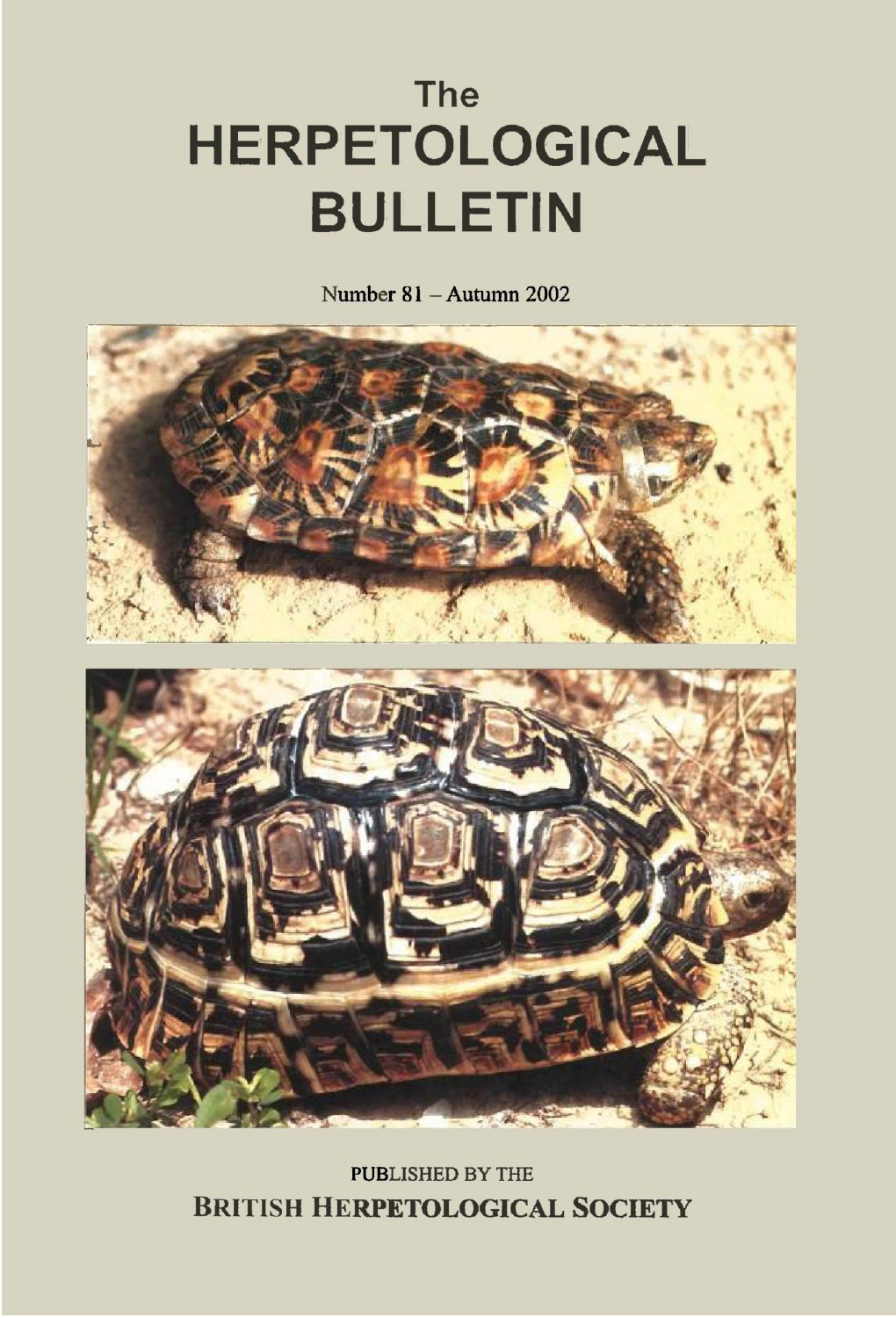# The HERPETOLOGICAL BULLETIN

Number 81 – Autumn 2002

PUBLISHED BY THE

**BRITISH HERPETOLOGICAL SOCIETY**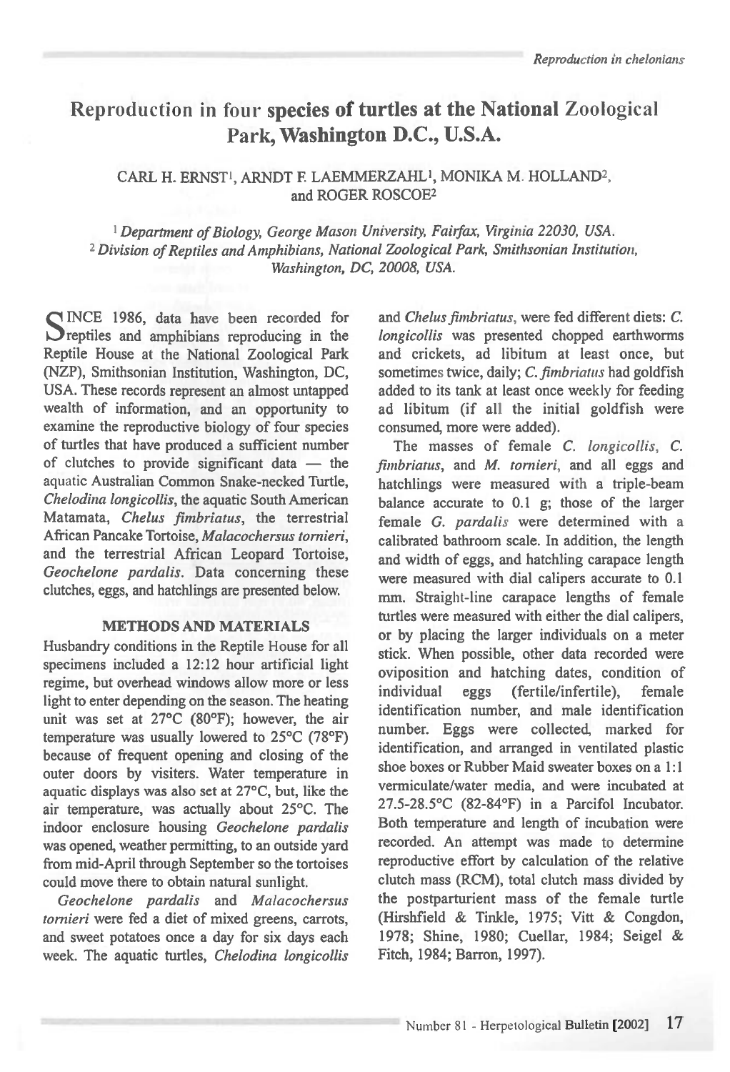# Reproduction in four species of turtles at the National Zoological Park, Washington D.C., U.S.A.

CARL H. ERNST[1], ARNDT F. LAEMMERZAHL[1], MONIKA M. HOLLAND[2], and ROGER ROSCOE[2]

[1] *Department of Biology, George Mason University, Fairfax, Virginia 22030, USA.*
[2] *Division of Reptiles and Amphibians, National Zoological Park, Smithsonian Institution, Washington, DC, 20008, USA.*

SINCE 1986, data have been recorded for reptiles and amphibians reproducing in the Reptile House at the National Zoological Park (NZP), Smithsonian Institution, Washington, DC, USA. These records represent an almost untapped wealth of information, and an opportunity to examine the reproductive biology of four species of turtles that have produced a sufficient number of clutches to provide significant data — the aquatic Australian Common Snake-necked Turtle, *Chelodina longicollis*, the aquatic South American Matamata, *Chelus fimbriatus*, the terrestrial African Pancake Tortoise, *Malacochersus tornieri*, and the terrestrial African Leopard Tortoise, *Geochelone pardalis*. Data concerning these clutches, eggs, and hatchlings are presented below.

## METHODS AND MATERIALS

Husbandry conditions in the Reptile House for all specimens included a 12:12 hour artificial light regime, but overhead windows allow more or less light to enter depending on the season. The heating unit was set at 27°C (80°F); however, the air temperature was usually lowered to 25°C (78°F) because of frequent opening and closing of the outer doors by visitors. Water temperature in aquatic displays was also set at 27°C, but, like the air temperature, was actually about 25°C. The indoor enclosure housing *Geochelone pardalis* was opened, weather permitting, to an outside yard from mid-April through September so the tortoises could move there to obtain natural sunlight.

*Geochelone pardalis* and *Malacochersus tornieri* were fed a diet of mixed greens, carrots, and sweet potatoes once a day for six days each week. The aquatic turtles, *Chelodina longicollis* and *Chelus fimbriatus*, were fed different diets: *C. longicollis* was presented chopped earthworms and crickets, ad libitum at least once, but sometimes twice, daily; *C. fimbriatus* had goldfish added to its tank at least once weekly for feeding ad libitum (if all the initial goldfish were consumed, more were added).

The masses of female *C. longicollis*, *C. fimbriatus*, and *M. tornieri*, and all eggs and hatchlings were measured with a triple-beam balance accurate to 0.1 g; those of the larger female *G. pardalis* were determined with a calibrated bathroom scale. In addition, the length and width of eggs, and hatchling carapace length were measured with dial calipers accurate to 0.1 mm. Straight-line carapace lengths of female turtles were measured with either the dial calipers, or by placing the larger individuals on a meter stick. When possible, other data recorded were oviposition and hatching dates, condition of individual eggs (fertile/infertile), female identification number, and male identification number. Eggs were collected, marked for identification, and arranged in ventilated plastic shoe boxes or Rubber Maid sweater boxes on a 1:1 vermiculate/water media, and were incubated at 27.5-28.5°C (82-84°F) in a Parcifol Incubator. Both temperature and length of incubation were recorded. An attempt was made to determine reproductive effort by calculation of the relative clutch mass (RCM), total clutch mass divided by the postparturient mass of the female turtle (Hirshfield & Tinkle, 1975; Vitt & Congdon, 1978; Shine, 1980; Cuellar, 1984; Seigel & Fitch, 1984; Barron, 1997).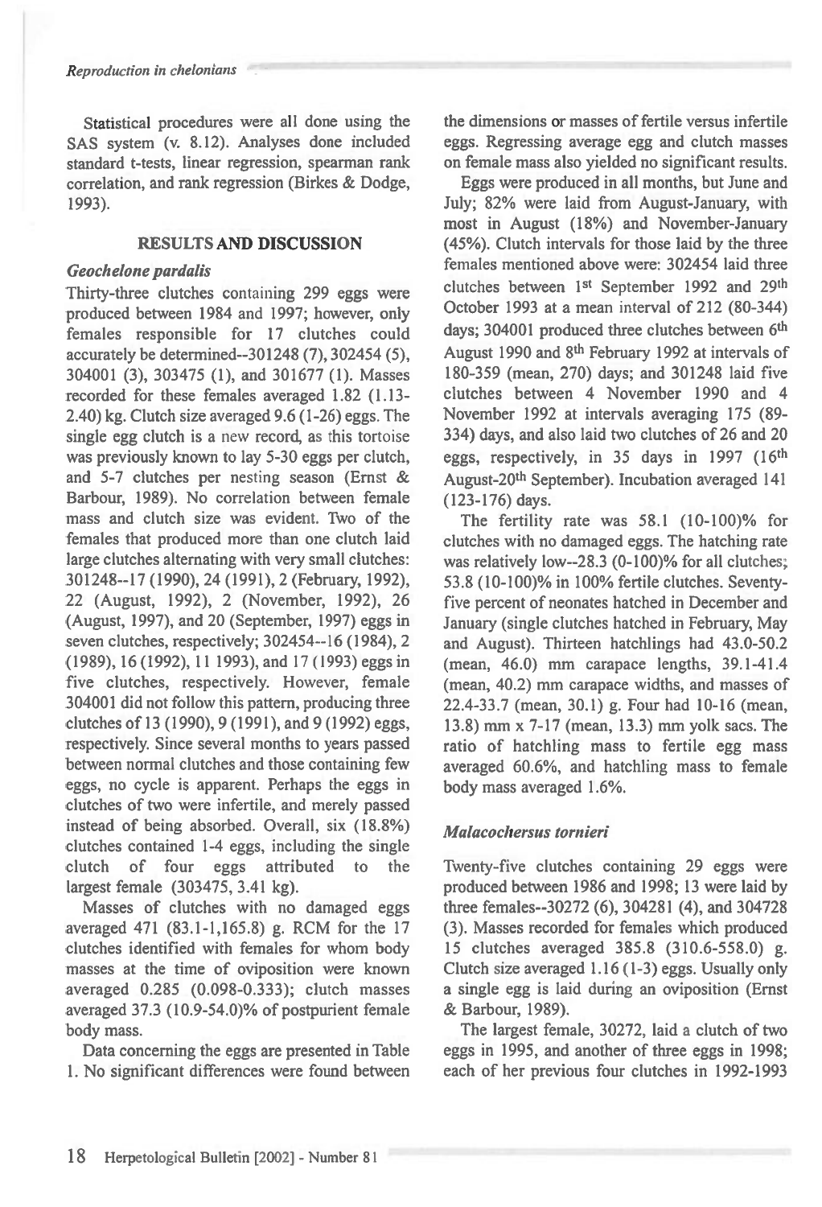Statistical procedures were all done using the SAS system (v. 8.12). Analyses done included standard t-tests, linear regression, spearman rank correlation, and rank regression (Birkes & Dodge, 1993).

## RESULTS AND DISCUSSION

### *Geochelone pardalis*

Thirty-three clutches containing 299 eggs were produced between 1984 and 1997; however, only females responsible for 17 clutches could accurately be determined--301248 (7), 302454 (5), 304001 (3), 303475 (1), and 301677 (1). Masses recorded for these females averaged 1.82 (1.13-2.40) kg. Clutch size averaged 9.6 (1-26) eggs. The single egg clutch is a new record, as this tortoise was previously known to lay 5-30 eggs per clutch, and 5-7 clutches per nesting season (Ernst & Barbour, 1989). No correlation between female mass and clutch size was evident. Two of the females that produced more than one clutch laid large clutches alternating with very small clutches: 301248--17 (1990), 24 (1991), 2 (February, 1992), 22 (August, 1992), 2 (November, 1992), 26 (August, 1997), and 20 (September, 1997) eggs in seven clutches, respectively; 302454--16 (1984), 2 (1989), 16 (1992), 11 1993), and 17 (1993) eggs in five clutches, respectively. However, female 304001 did not follow this pattern, producing three clutches of 13 (1990), 9 (1991), and 9 (1992) eggs, respectively. Since several months to years passed between normal clutches and those containing few eggs, no cycle is apparent. Perhaps the eggs in clutches of two were infertile, and merely passed instead of being absorbed. Overall, six (18.8%) clutches contained 1-4 eggs, including the single clutch of four eggs attributed to the largest female (303475, 3.41 kg).

Masses of clutches with no damaged eggs averaged 471 (83.1-1,165.8) g. RCM for the 17 clutches identified with females for whom body masses at the time of oviposition were known averaged 0.285 (0.098-0.333); clutch masses averaged 37.3 (10.9-54.0)% of postpurient female body mass.

Data concerning the eggs are presented in Table 1. No significant differences were found between the dimensions or masses of fertile versus infertile eggs. Regressing average egg and clutch masses on female mass also yielded no significant results.

Eggs were produced in all months, but June and July; 82% were laid from August-January, with most in August (18%) and November-January (45%). Clutch intervals for those laid by the three females mentioned above were: 302454 laid three clutches between 1st September 1992 and 29th October 1993 at a mean interval of 212 (80-344) days; 304001 produced three clutches between 6th August 1990 and 8th February 1992 at intervals of 180-359 (mean, 270) days; and 301248 laid five clutches between 4 November 1990 and 4 November 1992 at intervals averaging 175 (89-334) days, and also laid two clutches of 26 and 20 eggs, respectively, in 35 days in 1997 (16th August-20th September). Incubation averaged 141 (123-176) days.

The fertility rate was 58.1 (10-100)% for clutches with no damaged eggs. The hatching rate was relatively low--28.3 (0-100)% for all clutches; 53.8 (10-100)% in 100% fertile clutches. Seventy-five percent of neonates hatched in December and January (single clutches hatched in February, May and August). Thirteen hatchlings had 43.0-50.2 (mean, 46.0) mm carapace lengths, 39.1-41.4 (mean, 40.2) mm carapace widths, and masses of 22.4-33.7 (mean, 30.1) g. Four had 10-16 (mean, 13.8) mm x 7-17 (mean, 13.3) mm yolk sacs. The ratio of hatchling mass to fertile egg mass averaged 60.6%, and hatchling mass to female body mass averaged 1.6%.

### *Malacochersus tornieri*

Twenty-five clutches containing 29 eggs were produced between 1986 and 1998; 13 were laid by three females--30272 (6), 304281 (4), and 304728 (3). Masses recorded for females which produced 15 clutches averaged 385.8 (310.6-558.0) g. Clutch size averaged 1.16 (1-3) eggs. Usually only a single egg is laid during an oviposition (Ernst & Barbour, 1989).

The largest female, 30272, laid a clutch of two eggs in 1995, and another of three eggs in 1998; each of her previous four clutches in 1992-1993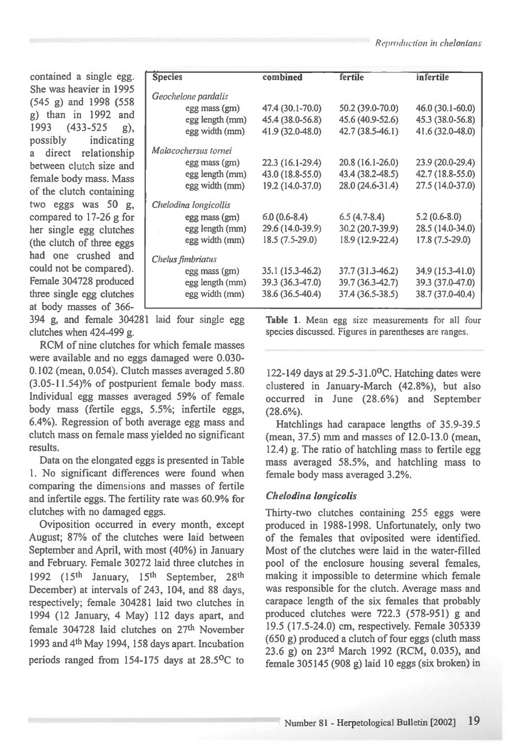contained a single egg. She was heavier in 1995 (545 g) and 1998 (558 g) than in 1992 and 1993 (433-525 g), possibly indicating a direct relationship between clutch size and female body mass. Mass of the clutch containing two eggs was 50 g, compared to 17-26 g for her single egg clutches (the clutch of three eggs had one crushed and could not be compared). Female 304728 produced three single egg clutches at body masses of 366-394 g, and female 304281 laid four single egg clutches when 424-499 g.

RCM of nine clutches for which female masses were available and no eggs damaged were 0.030-0.102 (mean, 0.054). Clutch masses averaged 5.80 (3.05-11.54)% of postpurient female body mass. Individual egg masses averaged 59% of female body mass (fertile eggs, 5.5%; infertile eggs, 6.4%). Regression of both average egg mass and clutch mass on female mass yielded no significant results.

Data on the elongated eggs is presented in Table 1. No significant differences were found when comparing the dimensions and masses of fertile and infertile eggs. The fertility rate was 60.9% for clutches with no damaged eggs.

Oviposition occurred in every month, except August; 87% of the clutches were laid between September and April, with most (40%) in January and February. Female 30272 laid three clutches in 1992 (15th January, 15th September, 28th December) at intervals of 243, 104, and 88 days, respectively; female 304281 laid two clutches in 1994 (12 January, 4 May) 112 days apart, and female 304728 laid clutches on 27th November 1993 and 4th May 1994, 158 days apart. Incubation periods ranged from 154-175 days at 28.5°C to 122-149 days at 29.5-31.0°C. Hatching dates were clustered in January-March (42.8%), but also occurred in June (28.6%) and September (28.6%).

Hatchlings had carapace lengths of 35.9-39.5 (mean, 37.5) mm and masses of 12.0-13.0 (mean, 12.4) g. The ratio of hatchling mass to fertile egg mass averaged 58.5%, and hatchling mass to female body mass averaged 3.2%.

| Species | combined | fertile | infertile |
|---|---|---|---|
| *Geochelone pardalis* | | | |
| egg mass (gm) | 47.4 (30.1-70.0) | 50.2 (39.0-70.0) | 46.0 (30.1-60.0) |
| egg length (mm) | 45.4 (38.0-56.8) | 45.6 (40.9-52.6) | 45.3 (38.0-56.8) |
| egg width (mm) | 41.9 (32.0-48.0) | 42.7 (38.5-46.1) | 41.6 (32.0-48.0) |
| *Malacochersus tornei* | | | |
| egg mass (gm) | 22.3 (16.1-29.4) | 20.8 (16.1-26.0) | 23.9 (20.0-29.4) |
| egg length (mm) | 43.0 (18.8-55.0) | 43.4 (38.2-48.5) | 42.7 (18.8-55.0) |
| egg width (mm) | 19.2 (14.0-37.0) | 28.0 (24.6-31.4) | 27.5 (14.0-37.0) |
| *Chelodina longicollis* | | | |
| egg mass (gm) | 6.0 (0.6-8.4) | 6.5 (4.7-8.4) | 5.2 (0.6-8.0) |
| egg length (mm) | 29.6 (14.0-39.9) | 30.2 (20.7-39.9) | 28.5 (14.0-34.0) |
| egg width (mm) | 18.5 (7.5-29.0) | 18.9 (12.9-22.4) | 17.8 (7.5-29.0) |
| *Chelus fimbriatus* | | | |
| egg mass (gm) | 35.1 (15.3-46.2) | 37.7 (31.3-46.2) | 34.9 (15.3-41.0) |
| egg length (mm) | 39.3 (36.3-47.0) | 39.7 (36.3-42.7) | 39.3 (37.0-47.0) |
| egg width (mm) | 38.6 (36.5-40.4) | 37.4 (36.5-38.5) | 38.7 (37.0-40.4) |

**Table 1.** Mean egg size measurements for all four species discussed. Figures in parentheses are ranges.

### *Chelodina longicolis*

Thirty-two clutches containing 255 eggs were produced in 1988-1998. Unfortunately, only two of the females that oviposited were identified. Most of the clutches were laid in the water-filled pool of the enclosure housing several females, making it impossible to determine which female was responsible for the clutch. Average mass and carapace length of the six females that probably produced clutches were 722.3 (578-951) g and 19.5 (17.5-24.0) cm, respectively. Female 305339 (650 g) produced a clutch of four eggs (cluth mass 23.6 g) on 23rd March 1992 (RCM, 0.035), and female 305145 (908 g) laid 10 eggs (six broken) in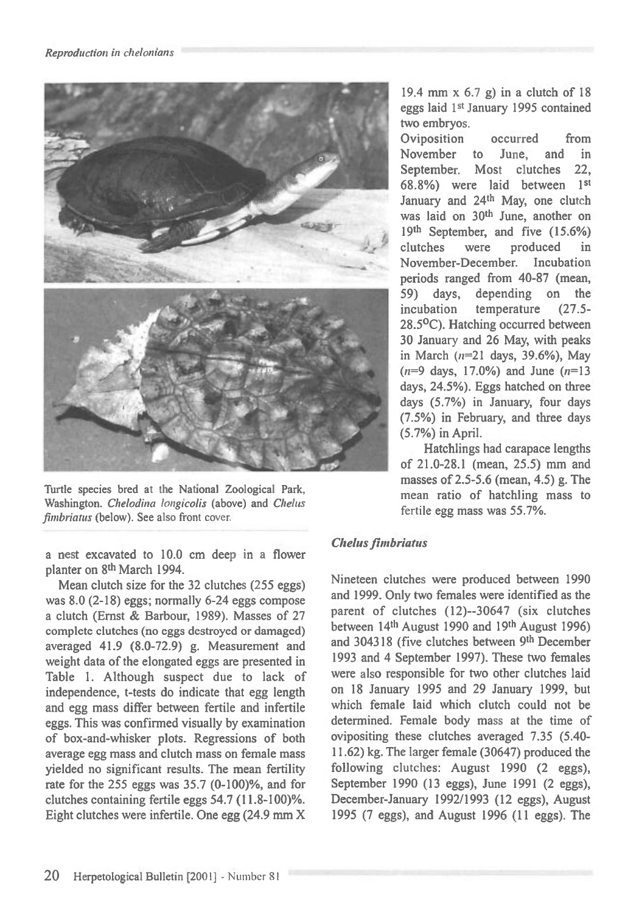Turtle species bred at the National Zoological Park, Washington. *Chelodina longicolis* (above) and *Chelus fimbriatus* (below). See also front cover.

a nest excavated to 10.0 cm deep in a flower planter on 8[th] March 1994.

Mean clutch size for the 32 clutches (255 eggs) was 8.0 (2-18) eggs; normally 6-24 eggs compose a clutch (Ernst & Barbour, 1989). Masses of 27 complete clutches (no eggs destroyed or damaged) averaged 41.9 (8.0-72.9) g. Measurement and weight data of the elongated eggs are presented in Table 1. Although suspect due to lack of independence, t-tests do indicate that egg length and egg mass differ between fertile and infertile eggs. This was confirmed visually by examination of box-and-whisker plots. Regressions of both average egg mass and clutch mass on female mass yielded no significant results. The mean fertility rate for the 255 eggs was 35.7 (0-100)%, and for clutches containing fertile eggs 54.7 (11.8-100)%. Eight clutches were infertile. One egg (24.9 mm X 19.4 mm x 6.7 g) in a clutch of 18 eggs laid 1[st] January 1995 contained two embryos.

Oviposition occurred from November to June, and in September. Most clutches 22, 68.8%) were laid between 1[st] January and 24[th] May, one clutch was laid on 30[th] June, another on 19[th] September, and five (15.6%) clutches were produced in November-December. Incubation periods ranged from 40-87 (mean, 59) days, depending on the incubation temperature (27.5-28.5°C). Hatching occurred between 30 January and 26 May, with peaks in March (*n*=21 days, 39.6%), May (*n*=9 days, 17.0%) and June (*n*=13 days, 24.5%). Eggs hatched on three days (5.7%) in January, four days (7.5%) in February, and three days (5.7%) in April.

Hatchlings had carapace lengths of 21.0-28.1 (mean, 25.5) mm and masses of 2.5-5.6 (mean, 4.5) g. The mean ratio of hatchling mass to fertile egg mass was 55.7%.

### *Chelus fimbriatus*

Nineteen clutches were produced between 1990 and 1999. Only two females were identified as the parent of clutches (12)--30647 (six clutches between 14[th] August 1990 and 19[th] August 1996) and 304318 (five clutches between 9[th] December 1993 and 4 September 1997). These two females were also responsible for two other clutches laid on 18 January 1995 and 29 January 1999, but which female laid which clutch could not be determined. Female body mass at the time of ovipositing these clutches averaged 7.35 (5.40-11.62) kg. The larger female (30647) produced the following clutches: August 1990 (2 eggs), September 1990 (13 eggs), June 1991 (2 eggs), December-January 1992/1993 (12 eggs), August 1995 (7 eggs), and August 1996 (11 eggs). The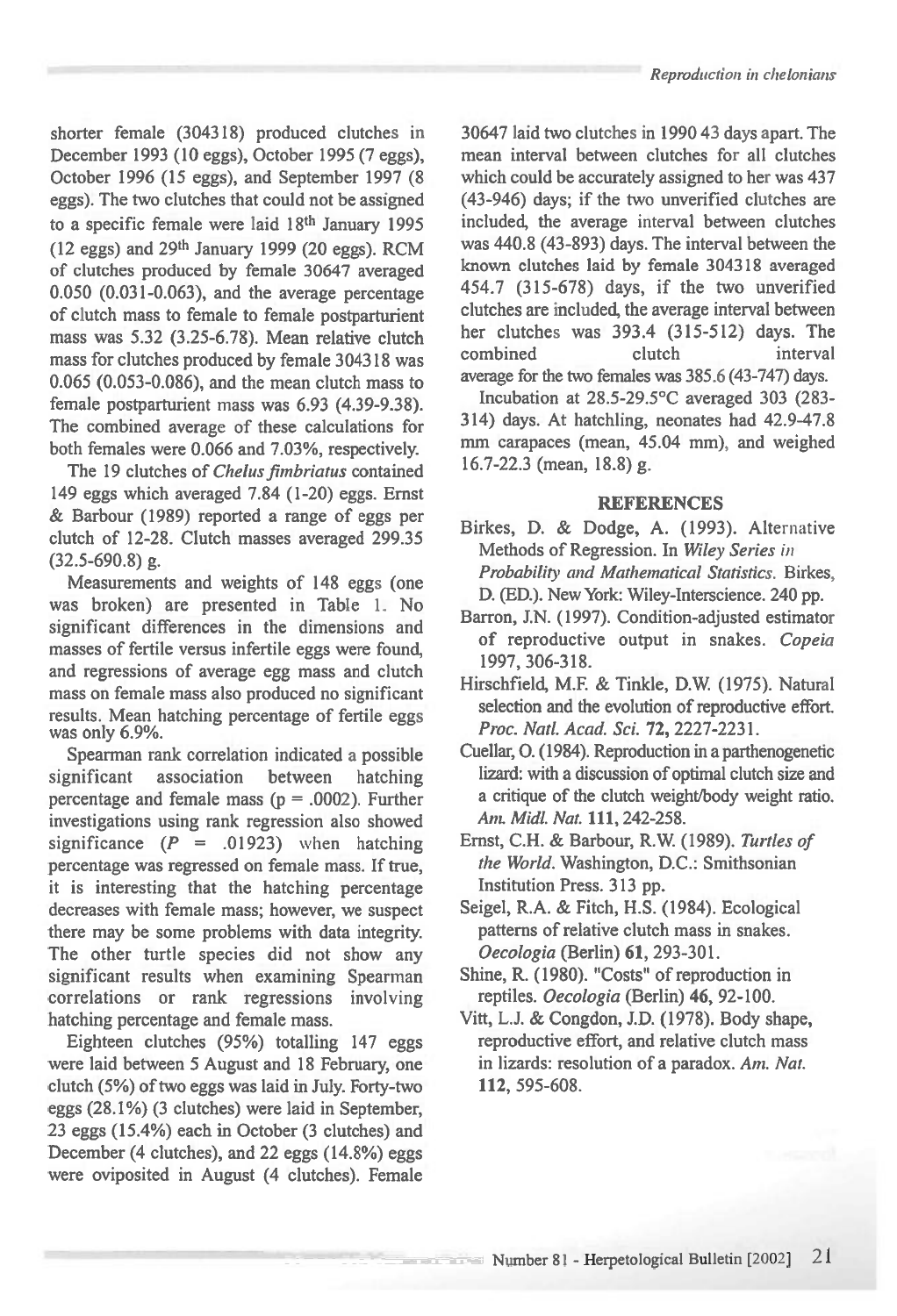shorter female (304318) produced clutches in December 1993 (10 eggs), October 1995 (7 eggs), October 1996 (15 eggs), and September 1997 (8 eggs). The two clutches that could not be assigned to a specific female were laid 18th January 1995 (12 eggs) and 29th January 1999 (20 eggs). RCM of clutches produced by female 30647 averaged 0.050 (0.031-0.063), and the average percentage of clutch mass to female to female postparturient mass was 5.32 (3.25-6.78). Mean relative clutch mass for clutches produced by female 304318 was 0.065 (0.053-0.086), and the mean clutch mass to female postparturient mass was 6.93 (4.39-9.38). The combined average of these calculations for both females were 0.066 and 7.03%, respectively.

The 19 clutches of *Chelus fimbriatus* contained 149 eggs which averaged 7.84 (1-20) eggs. Ernst & Barbour (1989) reported a range of eggs per clutch of 12-28. Clutch masses averaged 299.35 (32.5-690.8) g.

Measurements and weights of 148 eggs (one was broken) are presented in Table 1. No significant differences in the dimensions and masses of fertile versus infertile eggs were found, and regressions of average egg mass and clutch mass on female mass also produced no significant results. Mean hatching percentage of fertile eggs was only 6.9%.

Spearman rank correlation indicated a possible significant association between hatching percentage and female mass ($p = .0002$). Further investigations using rank regression also showed significance ($P = .01923$) when hatching percentage was regressed on female mass. If true, it is interesting that the hatching percentage decreases with female mass; however, we suspect there may be some problems with data integrity. The other turtle species did not show any significant results when examining Spearman correlations or rank regressions involving hatching percentage and female mass.

Eighteen clutches (95%) totalling 147 eggs were laid between 5 August and 18 February, one clutch (5%) of two eggs was laid in July. Forty-two eggs (28.1%) (3 clutches) were laid in September, 23 eggs (15.4%) each in October (3 clutches) and December (4 clutches), and 22 eggs (14.8%) eggs were oviposited in August (4 clutches). Female 30647 laid two clutches in 1990 43 days apart. The mean interval between clutches for all clutches which could be accurately assigned to her was 437 (43-946) days; if the two unverified clutches are included, the average interval between clutches was 440.8 (43-893) days. The interval between the known clutches laid by female 304318 averaged 454.7 (315-678) days, if the two unverified clutches are included, the average interval between her clutches was 393.4 (315-512) days. The combined clutch interval average for the two females was 385.6 (43-747) days.

Incubation at 28.5-29.5°C averaged 303 (283-314) days. At hatchling, neonates had 42.9-47.8 mm carapaces (mean, 45.04 mm), and weighed 16.7-22.3 (mean, 18.8) g.

## REFERENCES

Birkes, D. & Dodge, A. (1993). Alternative Methods of Regression. In *Wiley Series in Probability and Mathematical Statistics*. Birkes, D. (ED.). New York: Wiley-Interscience. 240 pp.

Barron, J.N. (1997). Condition-adjusted estimator of reproductive output in snakes. *Copeia* 1997, 306-318.

Hirschfield, M.F. & Tinkle, D.W. (1975). Natural selection and the evolution of reproductive effort. *Proc. Natl. Acad. Sci.* **72**, 2227-2231.

Cuellar, O. (1984). Reproduction in a parthenogenetic lizard: with a discussion of optimal clutch size and a critique of the clutch weight/body weight ratio. *Am. Midl. Nat.* **111**, 242-258.

Ernst, C.H. & Barbour, R.W. (1989). *Turtles of the World*. Washington, D.C.: Smithsonian Institution Press. 313 pp.

Seigel, R.A. & Fitch, H.S. (1984). Ecological patterns of relative clutch mass in snakes. *Oecologia* (Berlin) **61**, 293-301.

Shine, R. (1980). "Costs" of reproduction in reptiles. *Oecologia* (Berlin) **46**, 92-100.

Vitt, L.J. & Congdon, J.D. (1978). Body shape, reproductive effort, and relative clutch mass in lizards: resolution of a paradox. *Am. Nat.* **112**, 595-608.